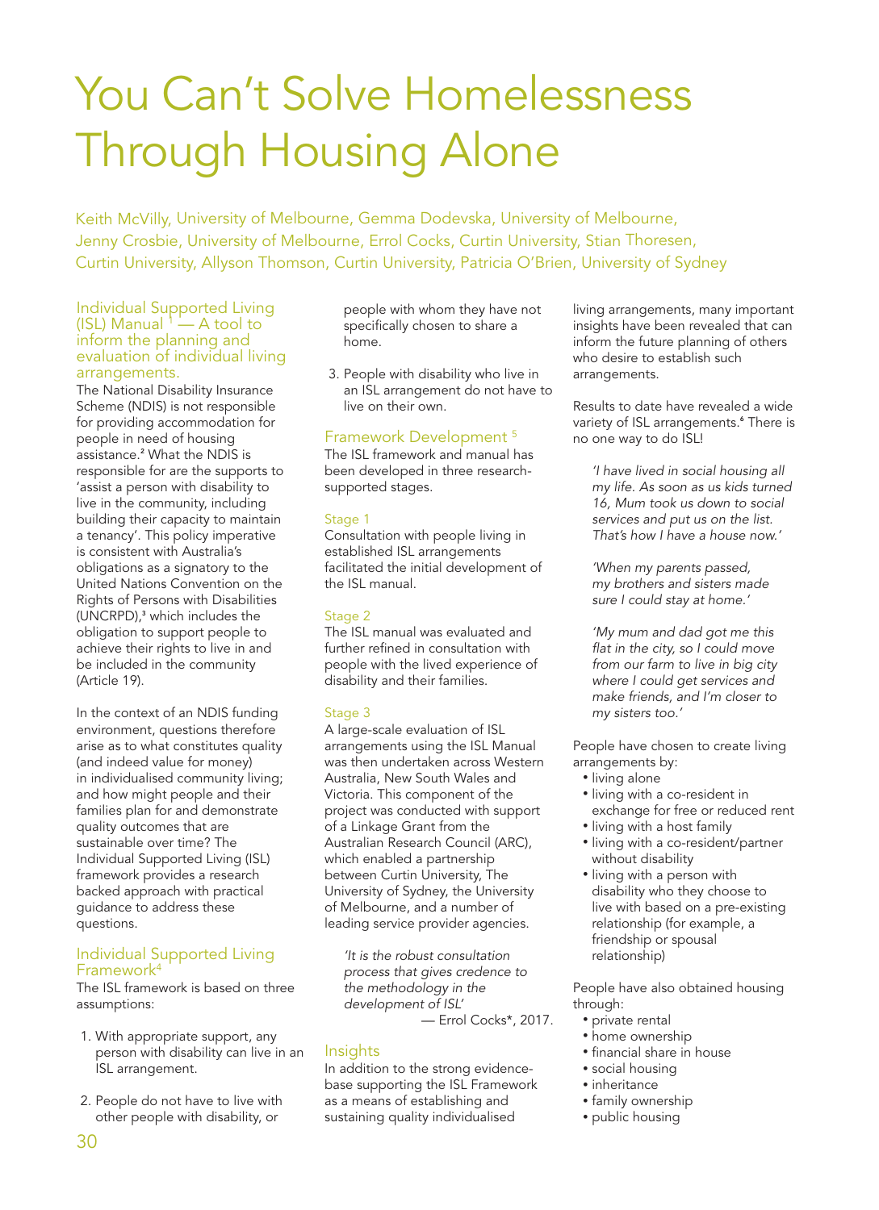# You Can't Solve Homelessness Through Housing Alone

Keith McVilly, University of Melbourne, Gemma Dodevska, University of Melbourne, Jenny Crosbie, University of Melbourne, Errol Cocks, Curtin University, Stian Thoresen, Curtin University, Allyson Thomson, Curtin University, Patricia O'Brien, University of Sydney

## Individual Supported Living (ISL) Manual [1] — A tool to inform the planning and evaluation of individual living arrangements.

The National Disability Insurance Scheme (NDIS) is not responsible for providing accommodation for people in need of housing assistance.[2] What the NDIS is responsible for are the supports to 'assist a person with disability to live in the community, including building their capacity to maintain a tenancy'. This policy imperative is consistent with Australia's obligations as a signatory to the United Nations Convention on the Rights of Persons with Disabilities (UNCRPD),[3] which includes the obligation to support people to achieve their rights to live in and be included in the community (Article 19).

In the context of an NDIS funding environment, questions therefore arise as to what constitutes quality (and indeed value for money) in individualised community living; and how might people and their families plan for and demonstrate quality outcomes that are sustainable over time? The Individual Supported Living (ISL) framework provides a research backed approach with practical guidance to address these questions.

## Individual Supported Living Framework[4]

The ISL framework is based on three assumptions:

1. With appropriate support, any person with disability can live in an ISL arrangement.
2. People do not have to live with other people with disability, or people with whom they have not specifically chosen to share a home.
3. People with disability who live in an ISL arrangement do not have to live on their own.

## Framework Development [5]

The ISL framework and manual has been developed in three research-supported stages.

### Stage 1

Consultation with people living in established ISL arrangements facilitated the initial development of the ISL manual.

### Stage 2

The ISL manual was evaluated and further refined in consultation with people with the lived experience of disability and their families.

### Stage 3

A large-scale evaluation of ISL arrangements using the ISL Manual was then undertaken across Western Australia, New South Wales and Victoria. This component of the project was conducted with support of a Linkage Grant from the Australian Research Council (ARC), which enabled a partnership between Curtin University, The University of Sydney, the University of Melbourne, and a number of leading service provider agencies.

> *'It is the robust consultation process that gives credence to the methodology in the development of ISL'*
> — Errol Cocks*, 2017.

## Insights

In addition to the strong evidence-base supporting the ISL Framework as a means of establishing and sustaining quality individualised living arrangements, many important insights have been revealed that can inform the future planning of others who desire to establish such arrangements.

Results to date have revealed a wide variety of ISL arrangements.[6] There is no one way to do ISL!

> *'I have lived in social housing all my life. As soon as us kids turned 16, Mum took us down to social services and put us on the list. That's how I have a house now.'*

> *'When my parents passed, my brothers and sisters made sure I could stay at home.'*

> *'My mum and dad got me this flat in the city, so I could move from our farm to live in big city where I could get services and make friends, and I'm closer to my sisters too.'*

People have chosen to create living arrangements by:

- living alone
- living with a co-resident in exchange for free or reduced rent
- living with a host family
- living with a co-resident/partner without disability
- living with a person with disability who they choose to live with based on a pre-existing relationship (for example, a friendship or spousal relationship)

People have also obtained housing through:

- private rental
- home ownership
- financial share in house
- social housing
- inheritance
- family ownership
- public housing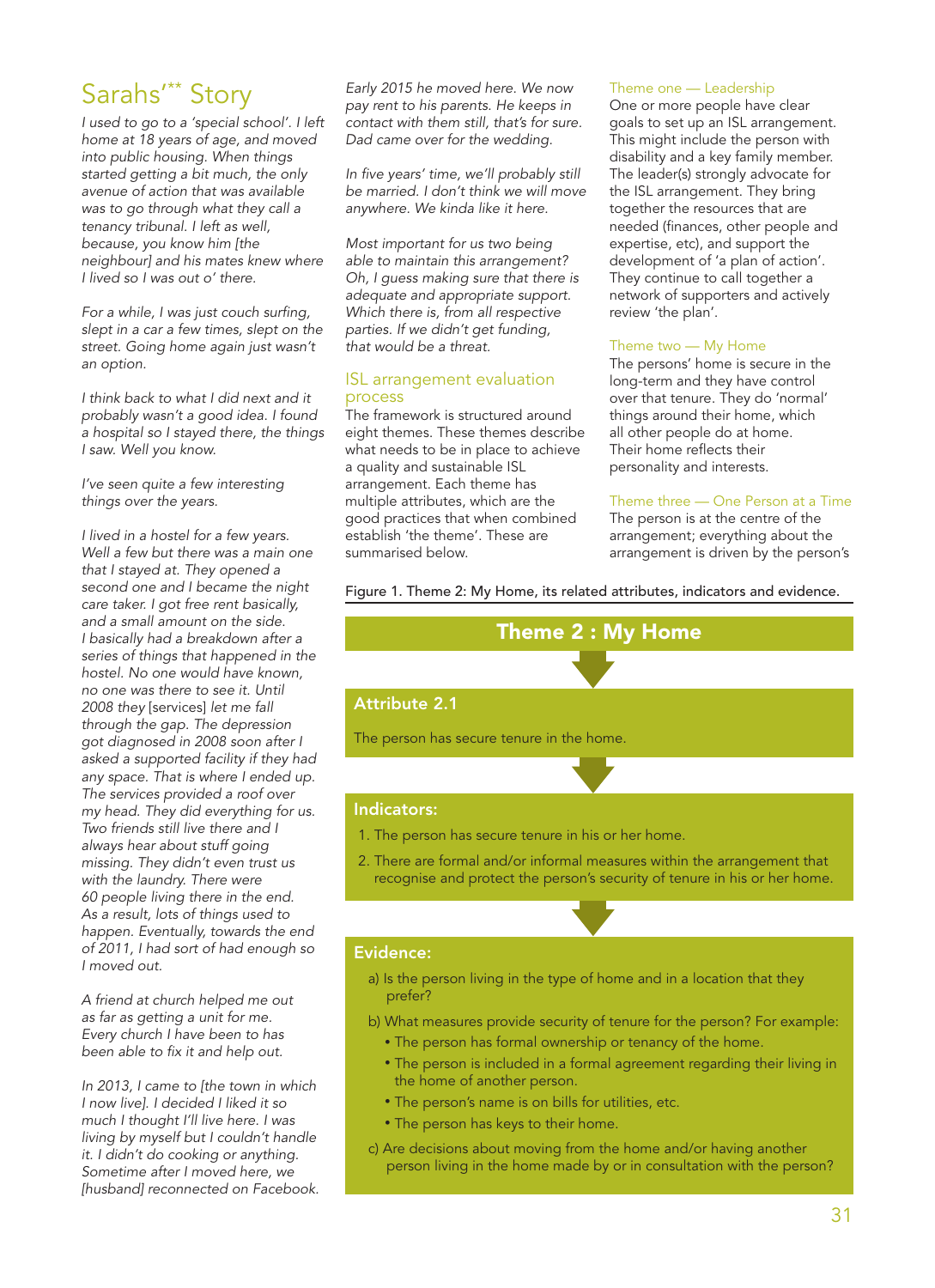# Sarahs'** Story

*I used to go to a 'special school'. I left home at 18 years of age, and moved into public housing. When things started getting a bit much, the only avenue of action that was available was to go through what they call a tenancy tribunal. I left as well, because, you know him [the neighbour] and his mates knew where I lived so I was out o' there.*

*For a while, I was just couch surfing, slept in a car a few times, slept on the street. Going home again just wasn't an option.*

*I think back to what I did next and it probably wasn't a good idea. I found a hospital so I stayed there, the things I saw. Well you know.*

*I've seen quite a few interesting things over the years.*

*I lived in a hostel for a few years. Well a few but there was a main one that I stayed at. They opened a second one and I became the night care taker. I got free rent basically, and a small amount on the side. I basically had a breakdown after a series of things that happened in the hostel. No one would have known, no one was there to see it. Until 2008 they* [services] *let me fall through the gap. The depression got diagnosed in 2008 soon after I asked a supported facility if they had any space. That is where I ended up. The services provided a roof over my head. They did everything for us. Two friends still live there and I always hear about stuff going missing. They didn't even trust us with the laundry. There were 60 people living there in the end. As a result, lots of things used to happen. Eventually, towards the end of 2011, I had sort of had enough so I moved out.*

*A friend at church helped me out as far as getting a unit for me. Every church I have been to has been able to fix it and help out.*

*In 2013, I came to [the town in which I now live]. I decided I liked it so much I thought I'll live here. I was living by myself but I couldn't handle it. I didn't do cooking or anything. Sometime after I moved here, we [husband] reconnected on Facebook. Early 2015 he moved here. We now pay rent to his parents. He keeps in contact with them still, that's for sure. Dad came over for the wedding.*

*In five years' time, we'll probably still be married. I don't think we will move anywhere. We kinda like it here.*

*Most important for us two being able to maintain this arrangement? Oh, I guess making sure that there is adequate and appropriate support. Which there is, from all respective parties. If we didn't get funding, that would be a threat.*

## ISL arrangement evaluation process

The framework is structured around eight themes. These themes describe what needs to be in place to achieve a quality and sustainable ISL arrangement. Each theme has multiple attributes, which are the good practices that when combined establish 'the theme'. These are summarised below.

### Theme one — Leadership

One or more people have clear goals to set up an ISL arrangement. This might include the person with disability and a key family member. The leader(s) strongly advocate for the ISL arrangement. They bring together the resources that are needed (finances, other people and expertise, etc), and support the development of 'a plan of action'. They continue to call together a network of supporters and actively review 'the plan'.

### Theme two — My Home

The persons' home is secure in the long-term and they have control over that tenure. They do 'normal' things around their home, which all other people do at home. Their home reflects their personality and interests.

### Theme three — One Person at a Time

The person is at the centre of the arrangement; everything about the arrangement is driven by the person's

Figure 1. Theme 2: My Home, its related attributes, indicators and evidence.

**Theme 2 : My Home**

**Attribute 2.1**

The person has secure tenure in the home.

**Indicators:**

1. The person has secure tenure in his or her home.
2. There are formal and/or informal measures within the arrangement that recognise and protect the person's security of tenure in his or her home.

**Evidence:**

a) Is the person living in the type of home and in a location that they prefer?

b) What measures provide security of tenure for the person? For example:
- The person has formal ownership or tenancy of the home.
- The person is included in a formal agreement regarding their living in the home of another person.
- The person's name is on bills for utilities, etc.
- The person has keys to their home.

c) Are decisions about moving from the home and/or having another person living in the home made by or in consultation with the person?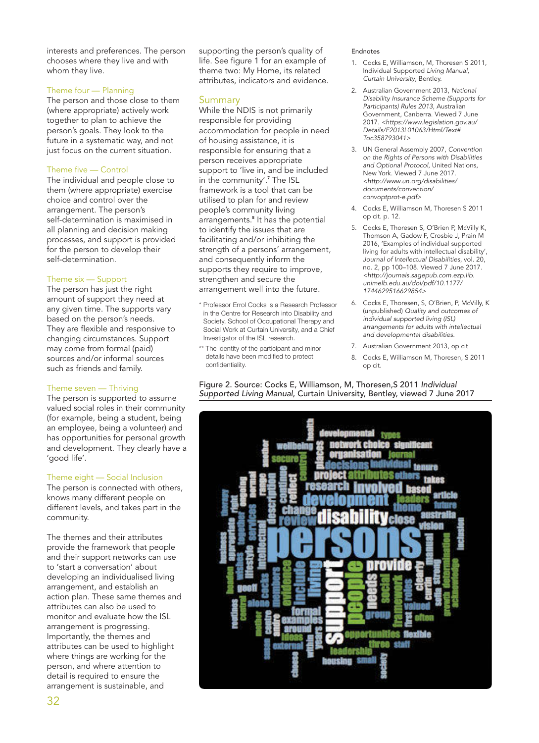interests and preferences. The person chooses where they live and with whom they live.

### Theme four — Planning

The person and those close to them (where appropriate) actively work together to plan to achieve the person's goals. They look to the future in a systematic way, and not just focus on the current situation.

### Theme five — Control

The individual and people close to them (where appropriate) exercise choice and control over the arrangement. The person's self-determination is maximised in all planning and decision making processes, and support is provided for the person to develop their self-determination.

### Theme six — Support

The person has just the right amount of support they need at any given time. The supports vary based on the person's needs. They are flexible and responsive to changing circumstances. Support may come from formal (paid) sources and/or informal sources such as friends and family.

### Theme seven — Thriving

The person is supported to assume valued social roles in their community (for example, being a student, being an employee, being a volunteer) and has opportunities for personal growth and development. They clearly have a 'good life'.

### Theme eight — Social Inclusion

The person is connected with others, knows many different people on different levels, and takes part in the community.

The themes and their attributes provide the framework that people and their support networks can use to 'start a conversation' about developing an individualised living arrangement, and establish an action plan. These same themes and attributes can also be used to monitor and evaluate how the ISL arrangement is progressing. Importantly, the themes and attributes can be used to highlight where things are working for the person, and where attention to detail is required to ensure the arrangement is sustainable, and supporting the person's quality of life. See figure 1 for an example of theme two: My Home, its related attributes, indicators and evidence.

## Summary

While the NDIS is not primarily responsible for providing accommodation for people in need of housing assistance, it is responsible for ensuring that a person receives appropriate support to 'live in, and be included in the community'.[7] The ISL framework is a tool that can be utilised to plan for and review people's community living arrangements.[8] It has the potential to identify the issues that are facilitating and/or inhibiting the strength of a persons' arrangement, and consequently inform the supports they require to improve, strengthen and secure the arrangement well into the future.

\* Professor Errol Cocks is a Research Professor in the Centre for Research into Disability and Society, School of Occupational Therapy and Social Work at Curtain University, and a Chief Investigator of the ISL research.

\*\* The identity of the participant and minor details have been modified to protect confidentiality.

### Endnotes

1. Cocks E, Williamson, M, Thoresen S 2011, Individual Supported Living Manual, *Curtain University*, Bentley.
2. Australian Government 2013, *National Disability Insurance Scheme (Supports for Participants) Rules 2013*, Australian Government, Canberra. Viewed 7 June 2017. *<https://www.legislation.gov.au/Details/F2013L01063/Html/Text#_Toc358793041>*
3. UN General Assembly 2007, *Convention on the Rights of Persons with Disabilities and Optional Protocol*, United Nations, New York. Viewed 7 June 2017. *<http://www.un.org/disabilities/documents/convention/convoptprot-e.pdf>*
4. Cocks E, Williamson M, Thoresen S 2011 op cit. p. 12.
5. Cocks E, Thoresen S, O'Brien P, McVilly K, Thomson A, Gadow F, Crosbie J, Prain M 2016, 'Examples of individual supported living for adults with intellectual disability', *Journal of Intellectual Disabilities*, vol. 20, no. 2, pp 100–108. Viewed 7 June 2017. *<http://journals.sagepub.com.ezp.lib.unimelb.edu.au/doi/pdf/10.1177/1744629516629854>*
6. Cocks E, Thoresen, S, O'Brien, P, McVilly, K (unpublished) *Quality and outcomes of individual supported living (ISL) arrangements for adults with intellectual and developmental disabilities.*
7. Australian Government 2013, op cit
8. Cocks E, Williamson M, Thoresen, S 2011 op cit.

Figure 2. Source: Cocks E, Williamson, M, Thoresen,S 2011 *Individual Supported Living Manual*, Curtain University, Bentley, viewed 7 June 2017